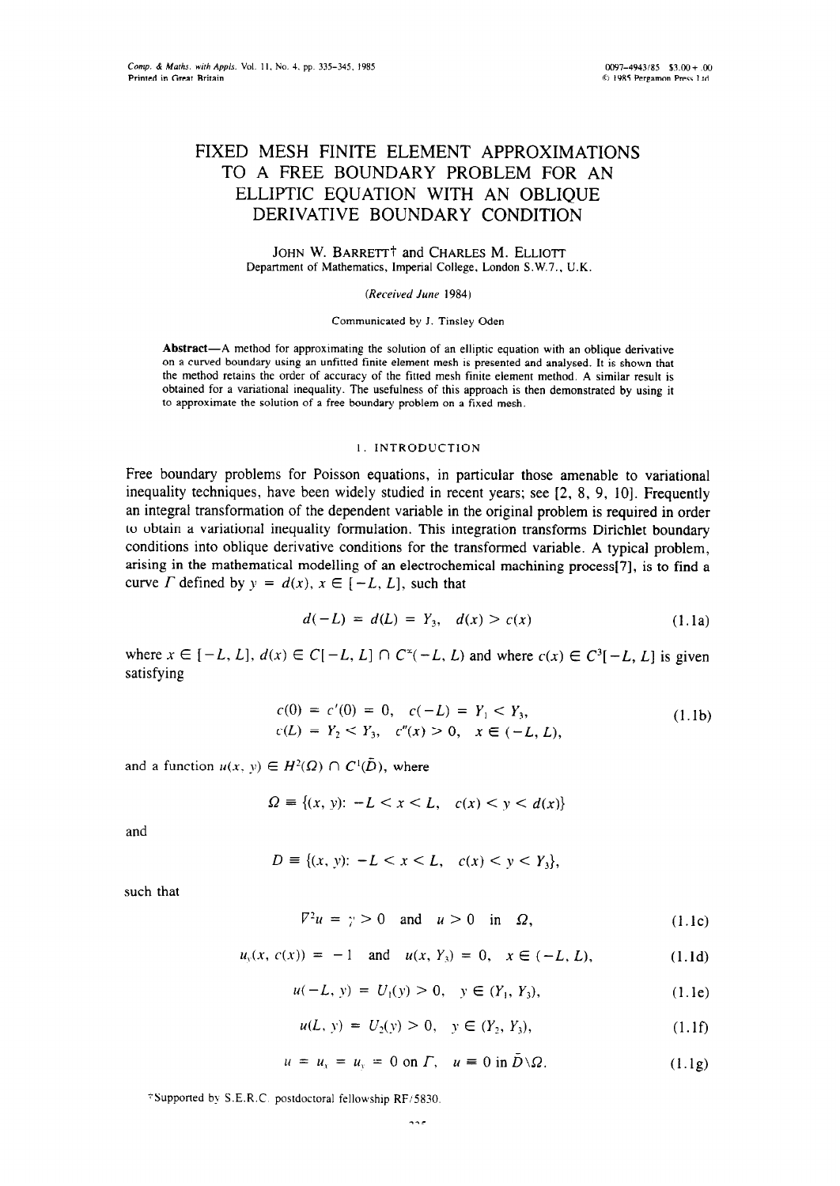# FIXED MESH FINITE ELEMENT APPROXIMATIONS TO A FREE BOUNDARY PROBLEM FOR AN ELLIPTIC EQUATION WITH AN OBLIQUE DERIVATIVE BOUNDARY CONDITION

JOHN W. BARRETT† and CHARLES M. ELLIOTT

Department of Mathematics, Imperial College, London S.W.7., U.K.

*(Received June 1984)*

Communicated by J. Tinsley Oden

**Abstract**—A method for approximating the solution of an elliptic equation with an oblique derivative on a curved boundary using an unfitted finite element mesh is presented and analysed. It is shown that the method retains the order of accuracy of the fitted mesh finite element method. A similar result is obtained for a variational inequality. The usefulness of this approach is then demonstrated by using it to approximate the solution of a free boundary problem on a fixed mesh.

## 1. INTRODUCTION

Free boundary problems for Poisson equations, in particular those amenable to variational inequality techniques, have been widely studied in recent years; see [2, 8, 9, 10]. Frequently an integral transformation of the dependent variable in the original problem is required in order to obtain a variational inequality formulation. This integration transforms Dirichlet boundary conditions into oblique derivative conditions for the transformed variable. A typical problem, arising in the mathematical modelling of an electrochemical machining process[7], is to find a curve $\Gamma$ defined by $y = d(x)$, $x \in [-L, L]$, such that

$$d(-L) = d(L) = Y_3, \quad d(x) > c(x) \tag{1.1a}$$

where $x \in [-L, L]$, $d(x) \in C[-L, L] \cap C^{\infty}(-L, L)$ and where $c(x) \in C^3[-L, L]$ is given satisfying

$$\begin{aligned} &c(0) = c'(0) = 0, \quad c(-L) = Y_1 < Y_3, \\ &c(L) = Y_2 < Y_3, \quad c''(x) > 0, \quad x \in (-L, L), \end{aligned} \tag{1.1b}$$

and a function $u(x, y) \in H^2(\Omega) \cap C^1(\bar{D})$, where

$$\Omega \equiv \{(x, y)\colon\ -L < x < L, \quad c(x) < y < d(x)\}$$

and

$$D \equiv \{(x, y)\colon\ -L < x < L, \quad c(x) < y < Y_3\},$$

such that

$$\nabla^2 u = \gamma > 0 \quad \text{and} \quad u > 0 \quad \text{in} \quad \Omega, \tag{1.1c}$$

$$u_y(x, c(x)) = -1 \quad \text{and} \quad u(x, Y_3) = 0, \quad x \in (-L, L), \tag{1.1d}$$

$$u(-L, y) = U_1(y) > 0, \quad y \in (Y_1, Y_3), \tag{1.1e}$$

$$u(L, y) = U_2(y) > 0, \quad y \in (Y_2, Y_3), \tag{1.1f}$$

$$u = u_x = u_y = 0 \text{ on } \Gamma, \quad u \equiv 0 \text{ in } \bar{D}\backslash\Omega. \tag{1.1g}$$

†Supported by S.E.R.C. postdoctoral fellowship RF/5830.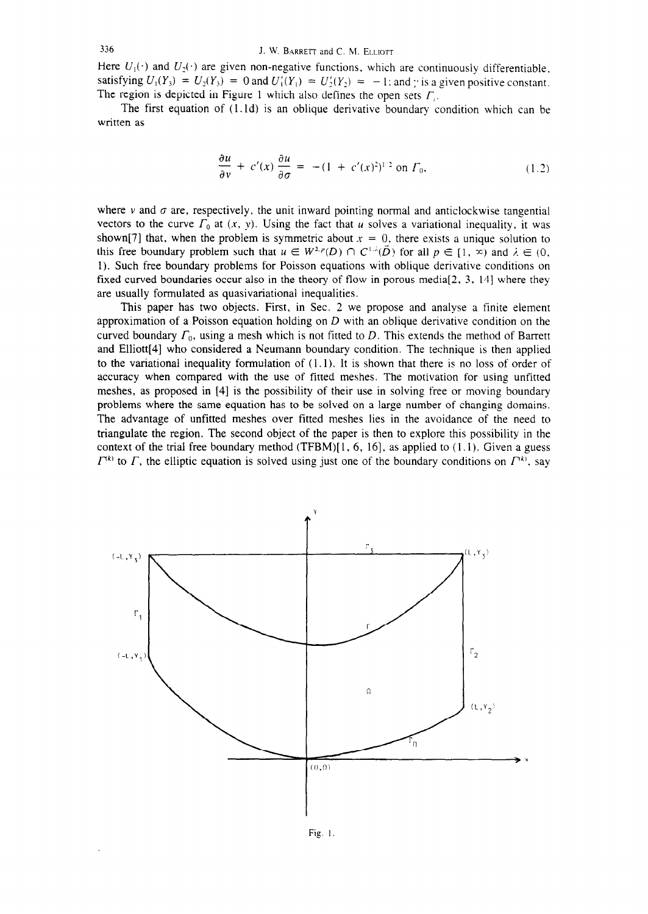Here $U_1(\cdot)$ and $U_2(\cdot)$ are given non-negative functions, which are continuously differentiable, satisfying $U_1(Y_3) = U_2(Y_3) = 0$ and $U_1'(Y_1) = U_2'(Y_2) = -1$; and $\gamma$ is a given positive constant. The region is depicted in Figure 1 which also defines the open sets $\Gamma_i$.

The first equation of (1.1d) is an oblique derivative boundary condition which can be written as

$$\frac{\partial u}{\partial \nu} + c'(x)\frac{\partial u}{\partial \sigma} = -(1 + c'(x)^2)^{1/2} \text{ on } \Gamma_0, \tag{1.2}$$

where $\nu$ and $\sigma$ are, respectively, the unit inward pointing normal and anticlockwise tangential vectors to the curve $\Gamma_0$ at $(x, y)$. Using the fact that $u$ solves a variational inequality, it was shown[7] that, when the problem is symmetric about $x = 0$, there exists a unique solution to this free boundary problem such that $u \in W^{2,p}(D) \cap C^{1,\lambda}(\bar{D})$ for all $p \in [1, \infty)$ and $\lambda \in (0, 1)$. Such free boundary problems for Poisson equations with oblique derivative conditions on fixed curved boundaries occur also in the theory of flow in porous media[2, 3, 14] where they are usually formulated as quasivariational inequalities.

This paper has two objects. First, in Sec. 2 we propose and analyse a finite element approximation of a Poisson equation holding on $D$ with an oblique derivative condition on the curved boundary $\Gamma_0$, using a mesh which is not fitted to $D$. This extends the method of Barrett and Elliott[4] who considered a Neumann boundary condition. The technique is then applied to the variational inequality formulation of (1.1). It is shown that there is no loss of order of accuracy when compared with the use of fitted meshes. The motivation for using unfitted meshes, as proposed in [4] is the possibility of their use in solving free or moving boundary problems where the same equation has to be solved on a large number of changing domains. The advantage of unfitted meshes over fitted meshes lies in the avoidance of the need to triangulate the region. The second object of the paper is then to explore this possibility in the context of the trial free boundary method (TFBM)[1, 6, 16], as applied to (1.1). Given a guess $\Gamma^{(k)}$ to $\Gamma$, the elliptic equation is solved using just one of the boundary conditions on $\Gamma^{(k)}$, say

Fig. 1.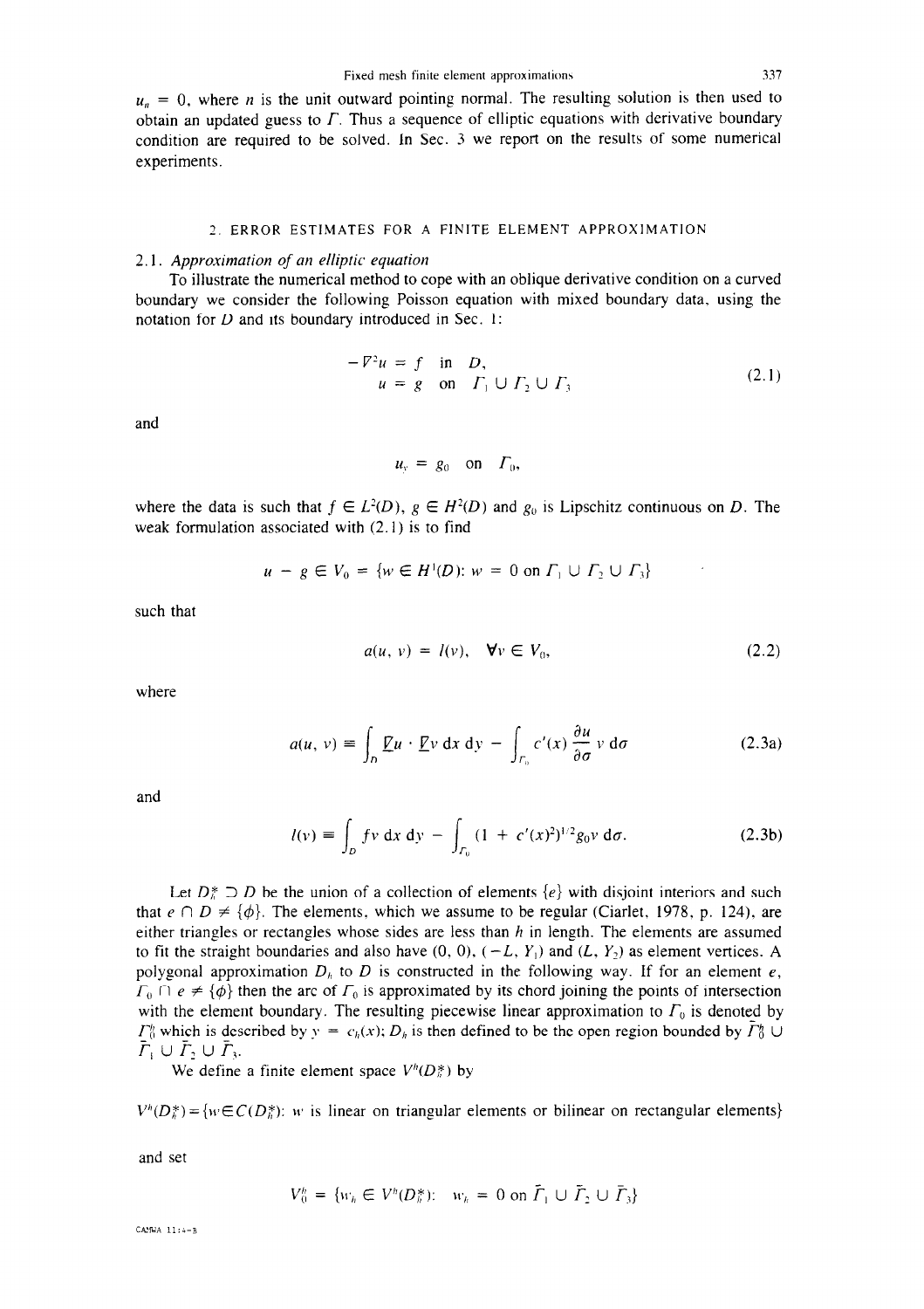$u_n = 0$, where $n$ is the unit outward pointing normal. The resulting solution is then used to obtain an updated guess to $\Gamma$. Thus a sequence of elliptic equations with derivative boundary condition are required to be solved. In Sec. 3 we report on the results of some numerical experiments.

## 2. ERROR ESTIMATES FOR A FINITE ELEMENT APPROXIMATION

### 2.1. *Approximation of an elliptic equation*

To illustrate the numerical method to cope with an oblique derivative condition on a curved boundary we consider the following Poisson equation with mixed boundary data, using the notation for $D$ and its boundary introduced in Sec. 1:

$$
\begin{aligned}
-\nabla^2 u &= f \quad \text{in} \quad D, \\
u &= g \quad \text{on} \quad \Gamma_1 \cup \Gamma_2 \cup \Gamma_3
\end{aligned}
\tag{2.1}
$$

and

$$
u_y = g_0 \quad \text{on} \quad \Gamma_0,
$$

where the data is such that $f \in L^2(D)$, $g \in H^2(D)$ and $g_0$ is Lipschitz continuous on $D$. The weak formulation associated with (2.1) is to find

$$
u - g \in V_0 = \{w \in H^1(D) \colon w = 0 \text{ on } \Gamma_1 \cup \Gamma_2 \cup \Gamma_3\}
$$

such that

$$
a(u, v) = l(v), \quad \forall v \in V_0, \tag{2.2}
$$

where

$$
a(u, v) \equiv \int_D \nabla u \cdot \nabla v \, \mathrm{d}x \, \mathrm{d}y - \int_{\Gamma_0} c'(x) \frac{\partial u}{\partial \sigma} v \, \mathrm{d}\sigma \tag{2.3a}
$$

and

$$
l(v) \equiv \int_D fv \, \mathrm{d}x \, \mathrm{d}y - \int_{\Gamma_0} (1 + c'(x)^2)^{1/2} g_0 v \, \mathrm{d}\sigma. \tag{2.3b}
$$

Let $D_h^* \supset D$ be the union of a collection of elements $\{e\}$ with disjoint interiors and such that $e \cap D \neq \{\phi\}$. The elements, which we assume to be regular (Ciarlet, 1978, p. 124), are either triangles or rectangles whose sides are less than $h$ in length. The elements are assumed to fit the straight boundaries and also have $(0, 0)$, $(-L, Y_1)$ and $(L, Y_2)$ as element vertices. A polygonal approximation $D_h$ to $D$ is constructed in the following way. If for an element $e$, $\Gamma_0 \cap e \neq \{\phi\}$ then the arc of $\Gamma_0$ is approximated by its chord joining the points of intersection with the element boundary. The resulting piecewise linear approximation to $\Gamma_0$ is denoted by $\Gamma_0^h$ which is described by $y = c_h(x)$; $D_h$ is then defined to be the open region bounded by $\bar{\Gamma}_0^h \cup \bar{\Gamma}_1 \cup \bar{\Gamma}_2 \cup \bar{\Gamma}_3$.

We define a finite element space $V^h(D_h^*)$ by

$$
V^h(D_h^*) = \{w \in C(D_h^*) \colon w \text{ is linear on triangular elements or bilinear on rectangular elements}\}
$$

and set

$$
V_0^h = \{w_h \in V^h(D_h^*) \colon \; w_h = 0 \text{ on } \bar{\Gamma}_1 \cup \bar{\Gamma}_2 \cup \bar{\Gamma}_3\}
$$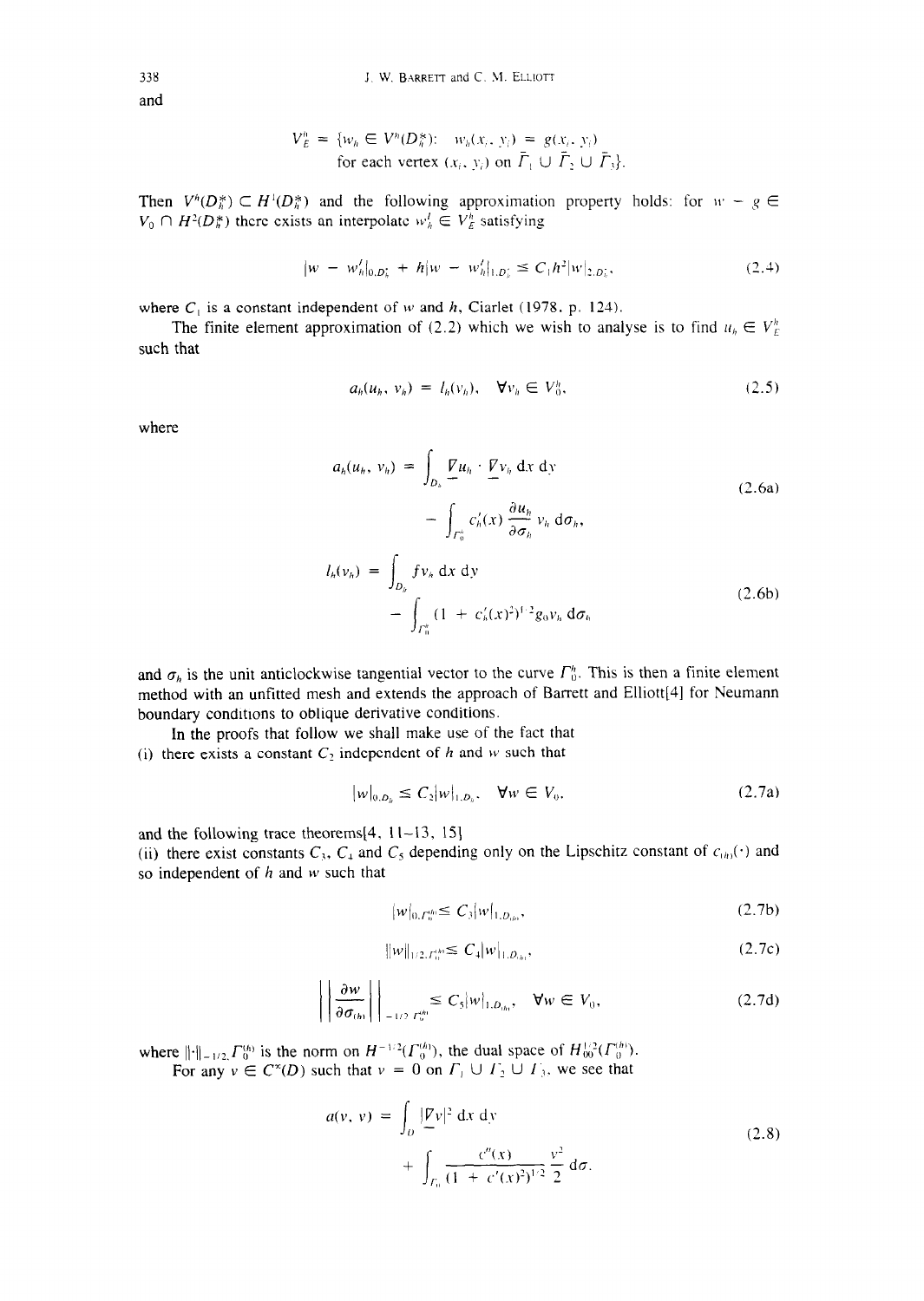and

$$V_E^h = \{w_h \in V^h(D_h^*):\ w_h(x_i, y_i) = g(x_i, y_i)$$
$$\text{for each vertex } (x_i, y_i) \text{ on } \bar{\Gamma}_1 \cup \bar{\Gamma}_2 \cup \bar{\Gamma}_3\}.$$

Then $V^h(D_h^*) \subset H^1(D_h^*)$ and the following approximation property holds: for $w - g \in V_0 \cap H^2(D_h^*)$ there exists an interpolate $w_h^I \in V_E^h$ satisfying

$$|w - w_h^I|_{0,D_h^*} + h|w - w_h^I|_{1,D_h^*} \leq C_1 h^2 |w|_{2,D_h^*}, \tag{2.4}$$

where $C_1$ is a constant independent of $w$ and $h$, Ciarlet (1978, p. 124).

The finite element approximation of (2.2) which we wish to analyse is to find $u_h \in V_E^h$ such that

$$a_h(u_h, v_h) = l_h(v_h), \quad \forall v_h \in V_0^h, \tag{2.5}$$

where

$$a_h(u_h, v_h) = \int_{D_h} \underline{\nabla} u_h \cdot \underline{\nabla} v_h \, dx\, dy - \int_{\Gamma_0^h} c_h'(x) \frac{\partial u_h}{\partial \sigma_h} v_h \, d\sigma_h, \tag{2.6a}$$

$$l_h(v_h) = \int_{D_h} f v_h \, dx\, dy - \int_{\Gamma_0^h} (1 + c_h'(x)^2)^{1/2} g_0 v_h \, d\sigma_h \tag{2.6b}$$

and $\sigma_h$ is the unit anticlockwise tangential vector to the curve $\Gamma_0^h$. This is then a finite element method with an unfitted mesh and extends the approach of Barrett and Elliott[4] for Neumann boundary conditions to oblique derivative conditions.

In the proofs that follow we shall make use of the fact that

(i) there exists a constant $C_2$ independent of $h$ and $w$ such that

$$|w|_{0,D_h} \leq C_2 |w|_{1,D_h}, \quad \forall w \in V_0, \tag{2.7a}$$

and the following trace theorems[4, 11–13, 15]

(ii) there exist constants $C_3$, $C_4$ and $C_5$ depending only on the Lipschitz constant of $c_{(h)}(\cdot)$ and so independent of $h$ and $w$ such that

$$|w|_{0,\Gamma_0^{(h)}} \leq C_3 |w|_{1,D_{(h)}}, \tag{2.7b}$$

$$\|w\|_{1/2,\Gamma_0^{(h)}} \leq C_4 |w|_{1,D_{(h)}}, \tag{2.7c}$$

$$\left\| \frac{\partial w}{\partial \sigma_{(h)}} \right\|_{-1/2,\Gamma_0^{(h)}} \leq C_5 |w|_{1,D_{(h)}}, \quad \forall w \in V_0, \tag{2.7d}$$

where $\|\cdot\|_{-1/2,\Gamma_0^{(h)}}$ is the norm on $H^{-1/2}(\Gamma_0^{(h)})$, the dual space of $H_{00}^{1/2}(\Gamma_0^{(h)})$.

For any $v \in C^\infty(D)$ such that $v = 0$ on $\Gamma_1 \cup \Gamma_2 \cup \Gamma_3$, we see that

$$a(v, v) = \int_D |\underline{\nabla} v|^2 \, dx\, dy + \int_{\Gamma_0} \frac{c''(x)}{(1 + c'(x)^2)^{1/2}} \frac{v^2}{2} \, d\sigma. \tag{2.8}$$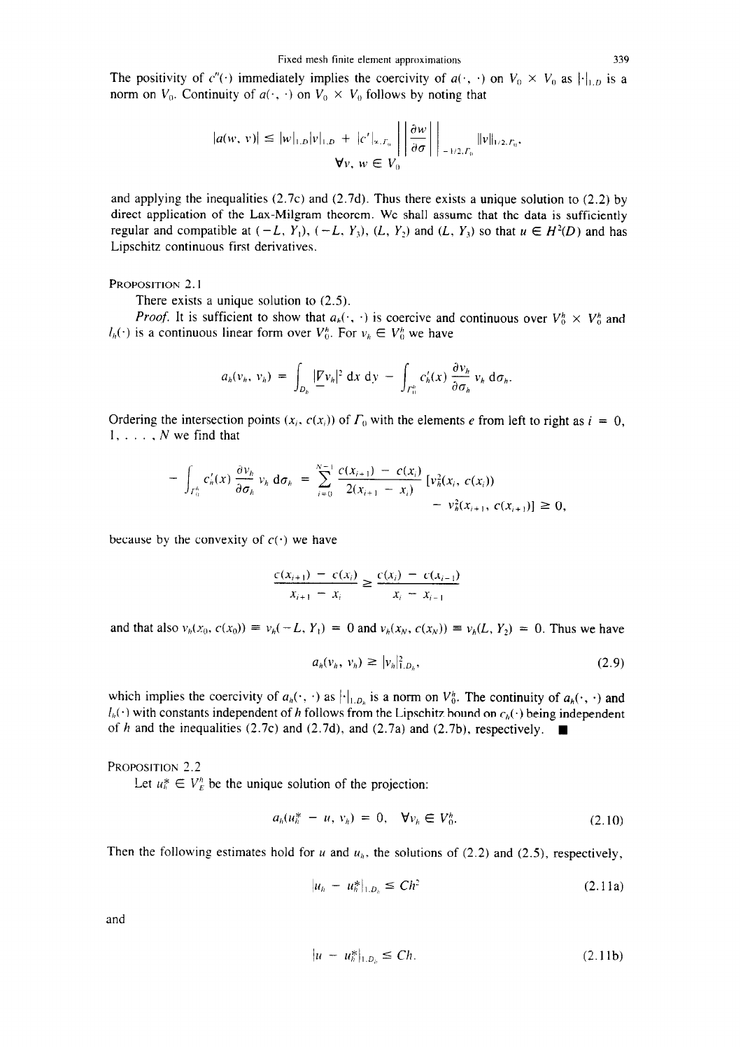The positivity of $c''(\cdot)$ immediately implies the coercivity of $a(\cdot, \cdot)$ on $V_0 \times V_0$ as $|\cdot|_{1,D}$ is a norm on $V_0$. Continuity of $a(\cdot, \cdot)$ on $V_0 \times V_0$ follows by noting that

$$|a(w, v)| \leq |w|_{1,D}|v|_{1,D} + |c'|_{\infty,\Gamma_0} \left|\left| \frac{\partial w}{\partial \sigma} \right|\right|_{-1/2,\Gamma_0} \|v\|_{1/2,\Gamma_0},$$
$$\forall v, w \in V_0$$

and applying the inequalities (2.7c) and (2.7d). Thus there exists a unique solution to (2.2) by direct application of the Lax-Milgram theorem. We shall assume that the data is sufficiently regular and compatible at $(-L, Y_1)$, $(-L, Y_3)$, $(L, Y_2)$ and $(L, Y_3)$ so that $u \in H^2(D)$ and has Lipschitz continuous first derivatives.

**PROPOSITION 2.1**

There exists a unique solution to (2.5).

*Proof.* It is sufficient to show that $a_h(\cdot, \cdot)$ is coercive and continuous over $V_0^h \times V_0^h$ and $l_h(\cdot)$ is a continuous linear form over $V_0^h$. For $v_h \in V_0^h$ we have

$$a_h(v_h, v_h) = \int_{D_h} |\underline{\nabla} v_h|^2 \, dx \, dy - \int_{\Gamma_0^h} c_h'(x) \frac{\partial v_h}{\partial \sigma_h} v_h \, d\sigma_h.$$

Ordering the intersection points $(x_i, c(x_i))$ of $\Gamma_0$ with the elements $e$ from left to right as $i = 0, 1, \ldots, N$ we find that

$$-\int_{\Gamma_0^h} c_h'(x) \frac{\partial v_h}{\partial \sigma_h} v_h \, d\sigma_h = \sum_{i=0}^{N-1} \frac{c(x_{i+1}) - c(x_i)}{2(x_{i+1} - x_i)} [v_h^2(x_i, c(x_i)) - v_h^2(x_{i+1}, c(x_{i+1}))] \geq 0,$$

because by the convexity of $c(\cdot)$ we have

$$\frac{c(x_{i+1}) - c(x_i)}{x_{i+1} - x_i} \geq \frac{c(x_i) - c(x_{i-1})}{x_i - x_{i-1}}$$

and that also $v_h(x_0, c(x_0)) \equiv v_h(-L, Y_1) = 0$ and $v_h(x_N, c(x_N)) \equiv v_h(L, Y_2) = 0$. Thus we have

$$a_h(v_h, v_h) \geq |v_h|_{1,D_h}^2, \tag{2.9}$$

which implies the coercivity of $a_h(\cdot, \cdot)$ as $|\cdot|_{1,D_h}$ is a norm on $V_0^h$. The continuity of $a_h(\cdot, \cdot)$ and $l_h(\cdot)$ with constants independent of $h$ follows from the Lipschitz bound on $c_h(\cdot)$ being independent of $h$ and the inequalities (2.7c) and (2.7d), and (2.7a) and (2.7b), respectively. ■

**PROPOSITION 2.2**

Let $u_h^* \in V_E^h$ be the unique solution of the projection:

$$a_h(u_h^* - u, v_h) = 0, \quad \forall v_h \in V_0^h. \tag{2.10}$$

Then the following estimates hold for $u$ and $u_h$, the solutions of (2.2) and (2.5), respectively,

$$|u_h - u_h^*|_{1,D_h} \leq Ch^2 \tag{2.11a}$$

and

$$|u - u_h^*|_{1,D_h} \leq Ch. \tag{2.11b}$$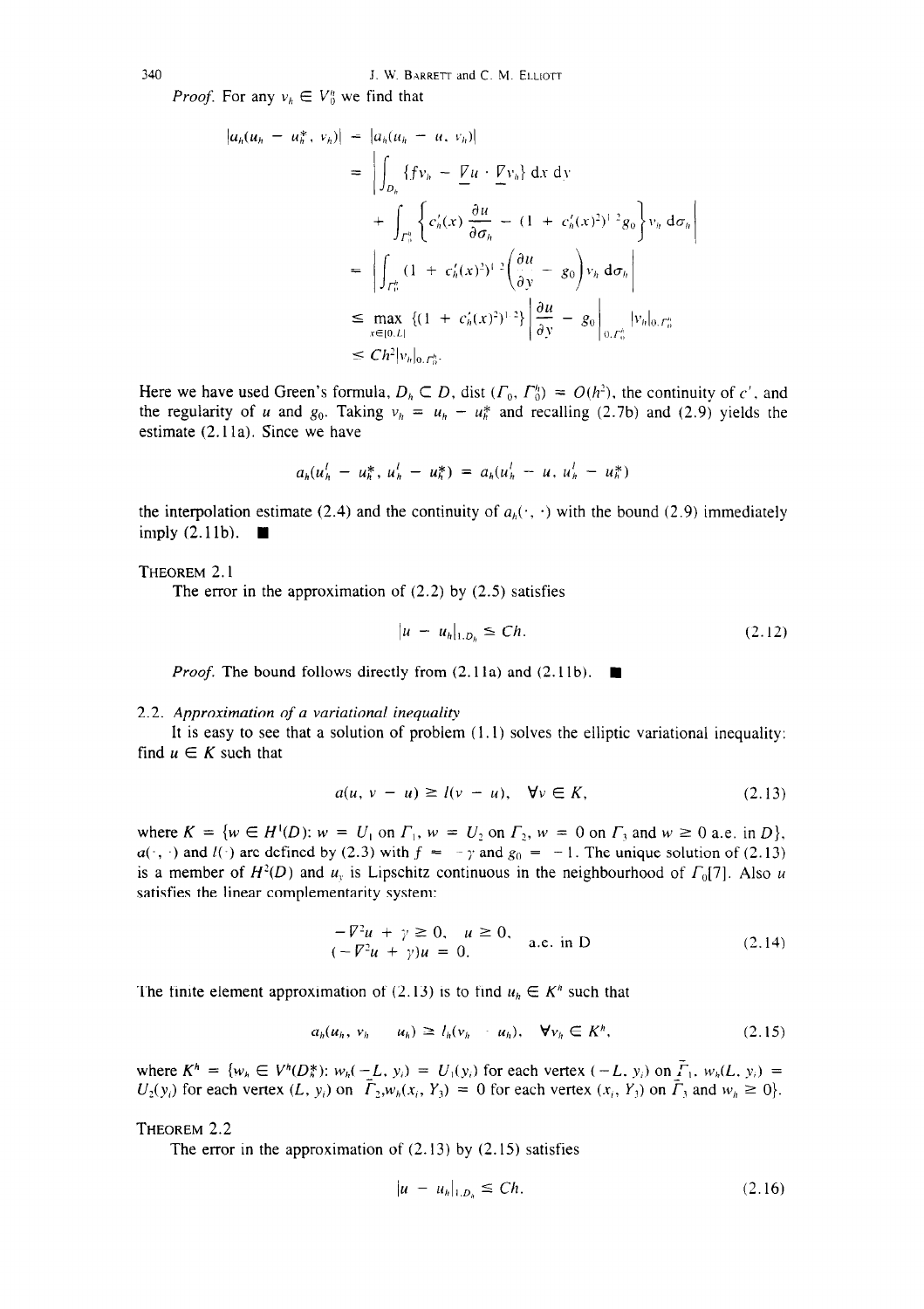*Proof.* For any $v_h \in V_0^h$ we find that

$$
\begin{aligned}
|a_h(u_h - u_h^*, v_h)| &= |a_h(u_h - u, v_h)| \\
&= \left| \int_{D_h} \{ f v_h - \underline{\nabla} u \cdot \underline{\nabla} v_h \} \, dx \, dy \right. \\
&\quad \left. + \int_{\Gamma_0^h} \left\{ c_h'(x) \frac{\partial u}{\partial \sigma_h} - (1 + c_h'(x)^2)^{1/2} g_0 \right\} v_h \, d\sigma_h \right| \\
&= \left| \int_{\Gamma_0^h} (1 + c_h'(x)^2)^{1/2} \left( \frac{\partial u}{\partial y} - g_0 \right) v_h \, d\sigma_h \right| \\
&\leq \max_{x \in [0, L]} \{ (1 + c_h'(x)^2)^{1/2} \} \left| \frac{\partial u}{\partial y} - g_0 \right|_{0, \Gamma_0^h} |v_h|_{0, \Gamma_0^h} \\
&\leq C h^2 |v_h|_{0, \Gamma_0^h}.
\end{aligned}
$$

Here we have used Green's formula, $D_h \subset D$, dist $(\Gamma_0, \Gamma_0^h) = O(h^2)$, the continuity of $c'$, and the regularity of $u$ and $g_0$. Taking $v_h = u_h - u_h^*$ and recalling (2.7b) and (2.9) yields the estimate (2.11a). Since we have

$$
a_h(u_h^I - u_h^*, u_h^I - u_h^*) = a_h(u_h^I - u, u_h^I - u_h^*)
$$

the interpolation estimate (2.4) and the continuity of $a_h(\cdot, \cdot)$ with the bound (2.9) immediately imply (2.11b). ∎

THEOREM 2.1

The error in the approximation of (2.2) by (2.5) satisfies

$$
|u - u_h|_{1, D_h} \leq Ch. \tag{2.12}
$$

*Proof.* The bound follows directly from (2.11a) and (2.11b). ∎

### 2.2. *Approximation of a variational inequality*

It is easy to see that a solution of problem (1.1) solves the elliptic variational inequality: find $u \in K$ such that

$$
a(u, v - u) \geq l(v - u), \quad \forall v \in K, \tag{2.13}
$$

where $K = \{ w \in H^1(D) : w = U_1 \text{ on } \Gamma_1, w = U_2 \text{ on } \Gamma_2, w = 0 \text{ on } \Gamma_3 \text{ and } w \geq 0 \text{ a.e. in } D \}$, $a(\cdot, \cdot)$ and $l(\cdot)$ are defined by (2.3) with $f = -\gamma$ and $g_0 = -1$. The unique solution of (2.13) is a member of $H^2(D)$ and $u_y$ is Lipschitz continuous in the neighbourhood of $\Gamma_0$[7]. Also $u$ satisfies the linear complementarity system:

$$
\begin{aligned}
-\nabla^2 u + \gamma \geq 0, \quad u \geq 0, \\
(-\nabla^2 u + \gamma) u = 0.
\end{aligned}
\quad \text{a.e. in D} \tag{2.14}
$$

The finite element approximation of (2.13) is to find $u_h \in K^h$ such that

$$
a_h(u_h, v_h - u_h) \geq l_h(v_h - u_h), \quad \forall v_h \in K^h, \tag{2.15}
$$

where $K^h = \{ w_h \in V^h(D_h^*) : w_h(-L, y_i) = U_1(y_i) \text{ for each vertex } (-L, y_i) \text{ on } \bar{\Gamma}_1, w_h(L, y_i) = U_2(y_i) \text{ for each vertex } (L, y_i) \text{ on } \bar{\Gamma}_2, w_h(x_i, Y_3) = 0 \text{ for each vertex } (x_i, Y_3) \text{ on } \bar{\Gamma}_3 \text{ and } w_h \geq 0 \}$.

THEOREM 2.2

The error in the approximation of (2.13) by (2.15) satisfies

$$
|u - u_h|_{1, D_h} \leq Ch. \tag{2.16}
$$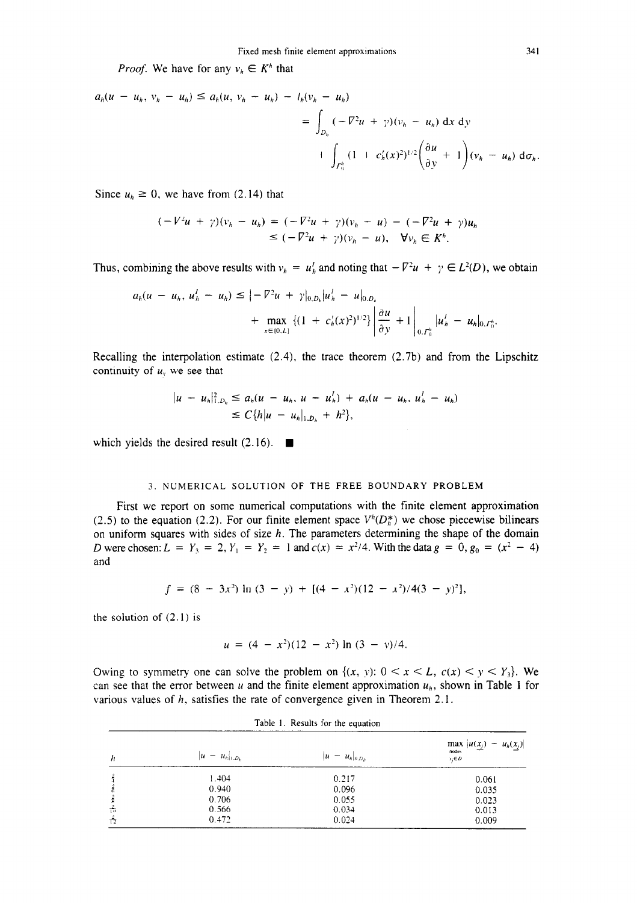*Proof.* We have for any $v_h \in K^h$ that

$$a_h(u - u_h, v_h - u_h) \le a_h(u, v_h - u_h) - l_h(v_h - u_h)$$

$$= \int_{D_h} (-\nabla^2 u + \gamma)(v_h - u_h)\,dx\,dy$$

$$+ \int_{\Gamma_0^h} (1 + c_h'(x)^2)^{1/2}\left(\frac{\partial u}{\partial y} + 1\right)(v_h - u_h)\,d\sigma_h.$$

Since $u_h \ge 0$, we have from (2.14) that

$$(-\nabla^2 u + \gamma)(v_h - u_h) = (-\nabla^2 u + \gamma)(v_h - u) - (-\nabla^2 u + \gamma)u_h$$

$$\le (-\nabla^2 u + \gamma)(v_h - u), \quad \forall v_h \in K^h.$$

Thus, combining the above results with $v_h = u_h^I$ and noting that $-\nabla^2 u + \gamma \in L^2(D)$, we obtain

$$a_h(u - u_h, u_h^I - u_h) \le |-\nabla^2 u + \gamma|_{0,D_h}|u_h^I - u|_{0,D_h}$$

$$+ \max_{x\in[0,L]}\{(1 + c_h'(x)^2)^{1/2}\}\left|\frac{\partial u}{\partial y} + 1\right|_{0,\Gamma_0^h} |u_h^I - u_h|_{0,\Gamma_0^h}.$$

Recalling the interpolation estimate (2.4), the trace theorem (2.7b) and from the Lipschitz continuity of $u_y$ we see that

$$|u - u_h|_{1,D_h}^2 \le a_h(u - u_h, u - u_h^I) + a_h(u - u_h, u_h^I - u_h)$$

$$\le C\{h|u - u_h|_{1,D_h} + h^2\},$$

which yields the desired result (2.16). ■

## 3. NUMERICAL SOLUTION OF THE FREE BOUNDARY PROBLEM

First we report on some numerical computations with the finite element approximation (2.5) to the equation (2.2). For our finite element space $V^h(D_h^*)$ we chose piecewise bilinears on uniform squares with sides of size $h$. The parameters determining the shape of the domain $D$ were chosen: $L = Y_3 = 2, Y_1 = Y_2 = 1$ and $c(x) = x^2/4$. With the data $g = 0, g_0 = (x^2 - 4)$ and

$$f = (8 - 3x^2)\ln(3 - y) + [(4 - x^2)(12 - x^2)/4(3 - y)^2],$$

the solution of (2.1) is

$$u = (4 - x^2)(12 - x^2)\ln(3 - y)/4.$$

Owing to symmetry one can solve the problem on $\{(x, y): 0 < x < L, c(x) < y < Y_3\}$. We can see that the error between $u$ and the finite element approximation $u_h$, shown in Table 1 for various values of $h$, satisfies the rate of convergence given in Theorem 2.1.

Table 1. Results for the equation

| $h$ | $\lvert u - u_h\rvert_{1,D_h}$ | $\lvert u - u_h\rvert_{0,D_h}$ | $\max_{\text{nodes } x_j \in D} \lvert u(x_j) - u_h(x_j)\rvert$ |
|---|---|---|---|
| $\frac{2}{4}$ | 1.404 | 0.217 | 0.061 |
| $\frac{2}{6}$ | 0.940 | 0.096 | 0.035 |
| $\frac{2}{8}$ | 0.706 | 0.055 | 0.023 |
| $\frac{2}{10}$ | 0.566 | 0.034 | 0.013 |
| $\frac{2}{12}$ | 0.472 | 0.024 | 0.009 |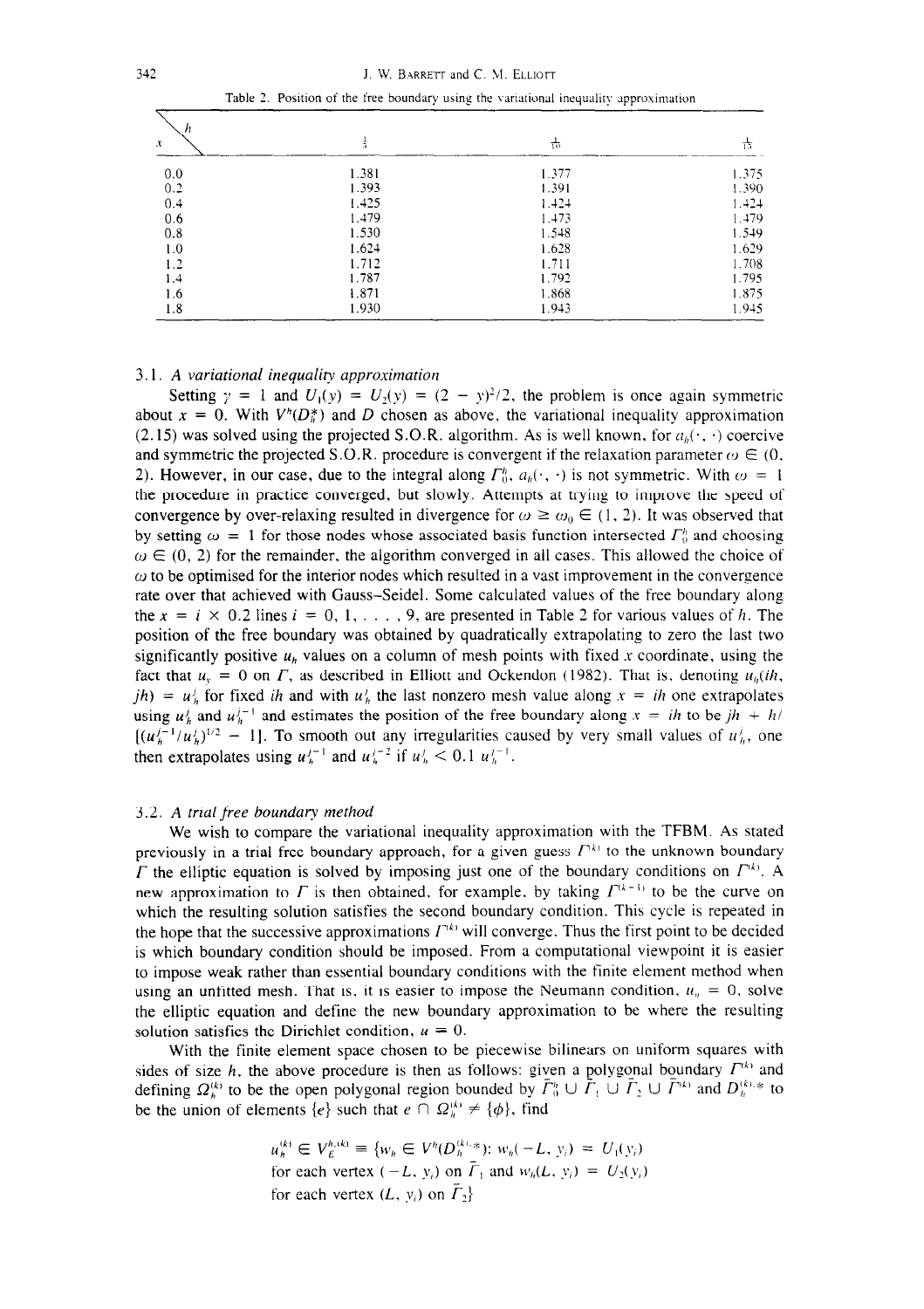Table 2. Position of the free boundary using the variational inequality approximation

| $x$ \ $h$ | $\frac{1}{5}$ | $\frac{1}{10}$ | $\frac{1}{15}$ |
|---|---|---|---|
| 0.0 | 1.381 | 1.377 | 1.375 |
| 0.2 | 1.393 | 1.391 | 1.390 |
| 0.4 | 1.425 | 1.424 | 1.424 |
| 0.6 | 1.479 | 1.473 | 1.479 |
| 0.8 | 1.530 | 1.548 | 1.549 |
| 1.0 | 1.624 | 1.628 | 1.629 |
| 1.2 | 1.712 | 1.711 | 1.708 |
| 1.4 | 1.787 | 1.792 | 1.795 |
| 1.6 | 1.871 | 1.868 | 1.875 |
| 1.8 | 1.930 | 1.943 | 1.945 |

### 3.1. *A variational inequality approximation*

Setting $\gamma = 1$ and $U_1(y) = U_2(y) = (2 - y)^2/2$, the problem is once again symmetric about $x = 0$. With $V^h(D_h^*)$ and $D$ chosen as above, the variational inequality approximation (2.15) was solved using the projected S.O.R. algorithm. As is well known, for $a_h(\cdot, \cdot)$ coercive and symmetric the projected S.O.R. procedure is convergent if the relaxation parameter $\omega \in (0, 2)$. However, in our case, due to the integral along $\Gamma_0^h$, $a_h(\cdot, \cdot)$ is not symmetric. With $\omega = 1$ the procedure in practice converged, but slowly. Attempts at trying to improve the speed of convergence by over-relaxing resulted in divergence for $\omega \geq \omega_0 \in (1, 2)$. It was observed that by setting $\omega = 1$ for those nodes whose associated basis function intersected $\Gamma_0^h$ and choosing $\omega \in (0, 2)$ for the remainder, the algorithm converged in all cases. This allowed the choice of $\omega$ to be optimised for the interior nodes which resulted in a vast improvement in the convergence rate over that achieved with Gauss–Seidel. Some calculated values of the free boundary along the $x = i \times 0.2$ lines $i = 0, 1, \ldots, 9$, are presented in Table 2 for various values of $h$. The position of the free boundary was obtained by quadratically extrapolating to zero the last two significantly positive $u_h$ values on a column of mesh points with fixed $x$ coordinate, using the fact that $u_y = 0$ on $\Gamma$, as described in Elliott and Ockendon (1982). That is, denoting $u_h(ih, jh) = u_h^j$ for fixed $ih$ and with $u_h^j$ the last nonzero mesh value along $x = ih$ one extrapolates using $u_h^j$ and $u_h^{j-1}$ and estimates the position of the free boundary along $x = ih$ to be $jh + h/[(u_h^{j-1}/u_h^j)^{1/2} - 1]$. To smooth out any irregularities caused by very small values of $u_h^j$, one then extrapolates using $u_h^{j-1}$ and $u_h^{j-2}$ if $u_h^j < 0.1\, u_h^{j-1}$.

### 3.2. *A trial free boundary method*

We wish to compare the variational inequality approximation with the TFBM. As stated previously in a trial free boundary approach, for a given guess $\Gamma^{(k)}$ to the unknown boundary $\Gamma$ the elliptic equation is solved by imposing just one of the boundary conditions on $\Gamma^{(k)}$. A new approximation to $\Gamma$ is then obtained, for example, by taking $\Gamma^{(k+1)}$ to be the curve on which the resulting solution satisfies the second boundary condition. This cycle is repeated in the hope that the successive approximations $\Gamma^{(k)}$ will converge. Thus the first point to be decided is which boundary condition should be imposed. From a computational viewpoint it is easier to impose weak rather than essential boundary conditions with the finite element method when using an unfitted mesh. That is, it is easier to impose the Neumann condition, $u_n = 0$, solve the elliptic equation and define the new boundary approximation to be where the resulting solution satisfies the Dirichlet condition, $u = 0$.

With the finite element space chosen to be piecewise bilinears on uniform squares with sides of size $h$, the above procedure is then as follows: given a polygonal boundary $\Gamma^{(k)}$ and defining $\Omega_h^{(k)}$ to be the open polygonal region bounded by $\bar{\Gamma}_0^h \cup \bar{\Gamma}_1 \cup \bar{\Gamma}_2 \cup \bar{\Gamma}^{(k)}$ and $D_h^{(k),*}$ to be the union of elements $\{e\}$ such that $e \cap \Omega_h^{(k)} \neq \{\phi\}$, find

$$
\begin{aligned}
u_h^{(k)} \in V_E^{h,(k)} \equiv \{ & w_h \in V^h(D_h^{(k),*}) : w_h(-L, y_i) = U_1(y_i) \\
& \text{for each vertex } (-L, y_i) \text{ on } \bar{\Gamma}_1 \text{ and } w_h(L, y_i) = U_2(y_i) \\
& \text{for each vertex } (L, y_i) \text{ on } \bar{\Gamma}_2 \}
\end{aligned}
$$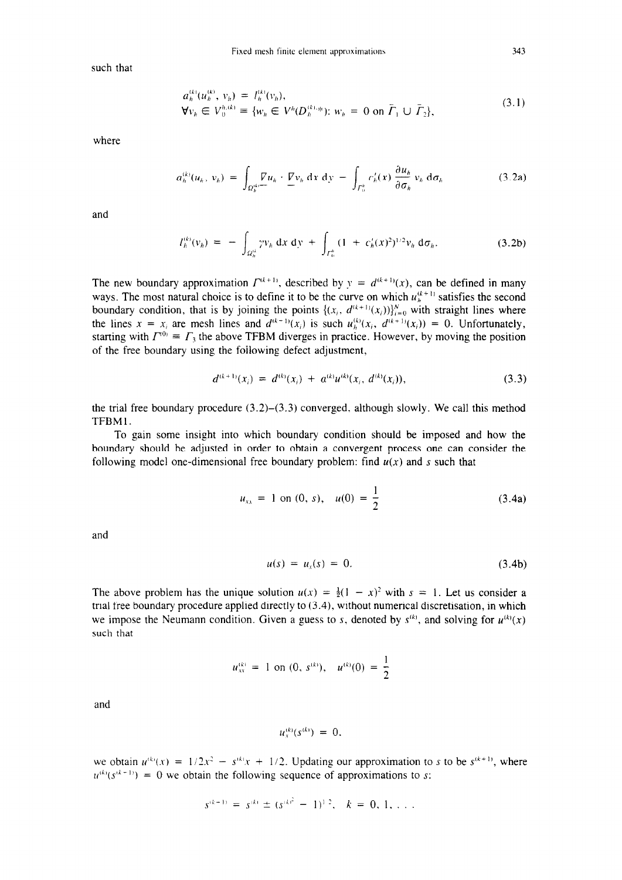such that

$$a_h^{(k)}(u_h^{(k)}, v_h) = l_h^{(k)}(v_h),$$
$$\forall v_h \in V_0^{h,(k)} \equiv \{w_h \in V^h(D_h^{(k),*}): w_h = 0 \text{ on } \bar{\Gamma}_1 \cup \bar{\Gamma}_2\}, \tag{3.1}$$

where

$$a_h^{(k)}(u_h, v_h) = \int_{\Omega_h^{(k)}} \nabla u_h \cdot \nabla v_h \, \mathrm{d}x \, \mathrm{d}y - \int_{\Gamma_0^k} c_h'(x) \frac{\partial u_h}{\partial \sigma_h} v_h \, \mathrm{d}\sigma_h \tag{3.2a}$$

and

$$l_h^{(k)}(v_h) = - \int_{\Omega_h^{(k)}} \gamma v_h \, \mathrm{d}x \, \mathrm{d}y + \int_{\Gamma_0^k} (1 + c_h'(x)^2)^{1/2} v_h \, \mathrm{d}\sigma_h. \tag{3.2b}$$

The new boundary approximation $\Gamma^{(k+1)}$, described by $y = d^{(k+1)}(x)$, can be defined in many ways. The most natural choice is to define it to be the curve on which $u_h^{(k+1)}$ satisfies the second boundary condition, that is by joining the points $\{(x_i, d^{(k+1)}(x_i))\}_{i=0}^N$ with straight lines where the lines $x = x_i$ are mesh lines and $d^{(k+1)}(x_i)$ is such $u_h^{(k)}(x_i, d^{(k+1)}(x_i)) = 0$. Unfortunately, starting with $\Gamma^{(0)} \equiv \Gamma_3$ the above TFBM diverges in practice. However, by moving the position of the free boundary using the following defect adjustment,

$$d^{(k+1)}(x_i) = d^{(k)}(x_i) + \alpha^{(k)} u^{(k)}(x_i, d^{(k)}(x_i)), \tag{3.3}$$

the trial free boundary procedure (3.2)–(3.3) converged, although slowly. We call this method TFBM1.

To gain some insight into which boundary condition should be imposed and how the boundary should be adjusted in order to obtain a convergent process one can consider the following model one-dimensional free boundary problem: find $u(x)$ and $s$ such that

$$u_{xx} = 1 \text{ on } (0, s), \quad u(0) = \frac{1}{2} \tag{3.4a}$$

and

$$u(s) = u_x(s) = 0. \tag{3.4b}$$

The above problem has the unique solution $u(x) = \frac{1}{2}(1 - x)^2$ with $s = 1$. Let us consider a trial free boundary procedure applied directly to (3.4), without numerical discretisation, in which we impose the Neumann condition. Given a guess to $s$, denoted by $s^{(k)}$, and solving for $u^{(k)}(x)$ such that

$$u_{xx}^{(k)} = 1 \text{ on } (0, s^{(k)}), \quad u^{(k)}(0) = \frac{1}{2}$$

and

$$u_x^{(k)}(s^{(k)}) = 0,$$

we obtain $u^{(k)}(x) = 1/2x^2 - s^{(k)}x + 1/2$. Updating our approximation to $s$ to be $s^{(k+1)}$, where $u^{(k)}(s^{(k+1)}) = 0$ we obtain the following sequence of approximations to $s$:

$$s^{(k+1)} = s^{(k)} \pm (s^{(k)^2} - 1)^{1/2}, \quad k = 0, 1, \ldots$$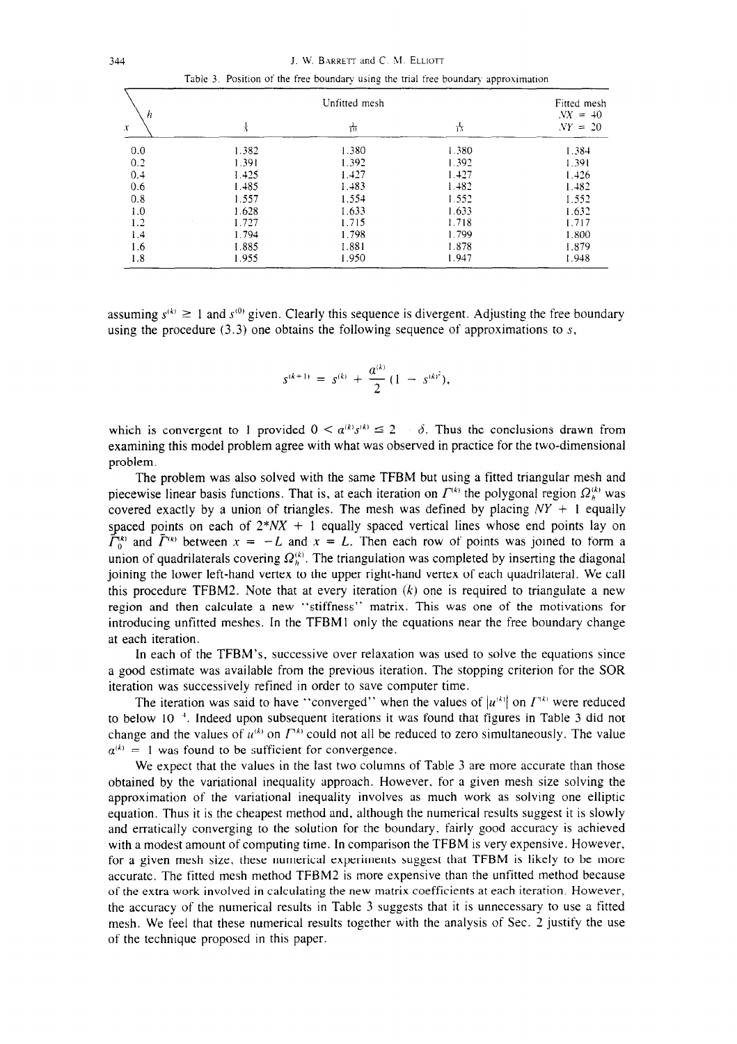Table 3. Position of the free boundary using the trial free boundary approximation

| $x$ \ $h$ | Unfitted mesh $\frac{1}{5}$ | Unfitted mesh $\frac{1}{10}$ | Unfitted mesh $\frac{1}{15}$ | Fitted mesh $NX = 40$ $NY = 20$ |
|---|---|---|---|---|
| 0.0 | 1.382 | 1.380 | 1.380 | 1.384 |
| 0.2 | 1.391 | 1.392 | 1.392 | 1.391 |
| 0.4 | 1.425 | 1.427 | 1.427 | 1.426 |
| 0.6 | 1.485 | 1.483 | 1.482 | 1.482 |
| 0.8 | 1.557 | 1.554 | 1.552 | 1.552 |
| 1.0 | 1.628 | 1.633 | 1.633 | 1.632 |
| 1.2 | 1.727 | 1.715 | 1.718 | 1.717 |
| 1.4 | 1.794 | 1.798 | 1.799 | 1.800 |
| 1.6 | 1.885 | 1.881 | 1.878 | 1.879 |
| 1.8 | 1.955 | 1.950 | 1.947 | 1.948 |

assuming $s^{(k)} \geq 1$ and $s^{(0)}$ given. Clearly this sequence is divergent. Adjusting the free boundary using the procedure (3.3) one obtains the following sequence of approximations to $s$,

$$s^{(k+1)} = s^{(k)} + \frac{\alpha^{(k)}}{2}(1 - s^{(k)^2}),$$

which is convergent to 1 provided $0 < \alpha^{(k)}s^{(k)} \leq 2 - \delta$. Thus the conclusions drawn from examining this model problem agree with what was observed in practice for the two-dimensional problem.

The problem was also solved with the same TFBM but using a fitted triangular mesh and piecewise linear basis functions. That is, at each iteration on $\Gamma^{(k)}$ the polygonal region $\Omega_h^{(k)}$ was covered exactly by a union of triangles. The mesh was defined by placing $NY + 1$ equally spaced points on each of $2*NX + 1$ equally spaced vertical lines whose end points lay on $\bar{\Gamma}_0^{(k)}$ and $\bar{\Gamma}^{(k)}$ between $x = -L$ and $x = L$. Then each row of points was joined to form a union of quadrilaterals covering $\Omega_h^{(k)}$. The triangulation was completed by inserting the diagonal joining the lower left-hand vertex to the upper right-hand vertex of each quadrilateral. We call this procedure TFBM2. Note that at every iteration $(k)$ one is required to triangulate a new region and then calculate a new "stiffness" matrix. This was one of the motivations for introducing unfitted meshes. In the TFBM1 only the equations near the free boundary change at each iteration.

In each of the TFBM's, successive over relaxation was used to solve the equations since a good estimate was available from the previous iteration. The stopping criterion for the SOR iteration was successively refined in order to save computer time.

The iteration was said to have "converged" when the values of $|u^{(k)}|$ on $\Gamma^{(k)}$ were reduced to below $10^{-4}$. Indeed upon subsequent iterations it was found that figures in Table 3 did not change and the values of $u^{(k)}$ on $\Gamma^{(k)}$ could not all be reduced to zero simultaneously. The value $\alpha^{(k)} = 1$ was found to be sufficient for convergence.

We expect that the values in the last two columns of Table 3 are more accurate than those obtained by the variational inequality approach. However, for a given mesh size solving the approximation of the variational inequality involves as much work as solving one elliptic equation. Thus it is the cheapest method and, although the numerical results suggest it is slowly and erratically converging to the solution for the boundary, fairly good accuracy is achieved with a modest amount of computing time. In comparison the TFBM is very expensive. However, for a given mesh size, these numerical experiments suggest that TFBM is likely to be more accurate. The fitted mesh method TFBM2 is more expensive than the unfitted method because of the extra work involved in calculating the new matrix coefficients at each iteration. However, the accuracy of the numerical results in Table 3 suggests that it is unnecessary to use a fitted mesh. We feel that these numerical results together with the analysis of Sec. 2 justify the use of the technique proposed in this paper.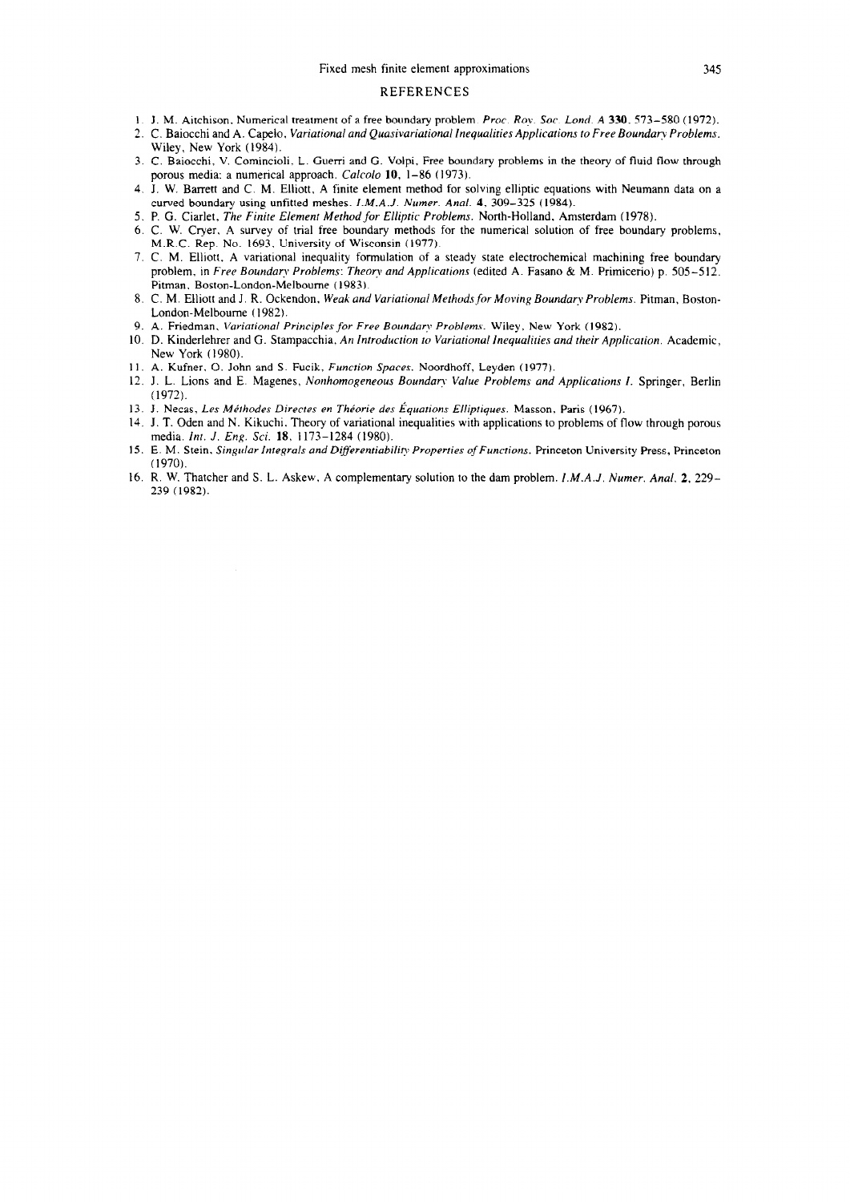## REFERENCES

1. J. M. Aitchison, Numerical treatment of a free boundary problem. *Proc. Roy. Soc. Lond. A* **330**, 573–580 (1972).
2. C. Baiocchi and A. Capelo, *Variational and Quasivariational Inequalities Applications to Free Boundary Problems*. Wiley, New York (1984).
3. C. Baiocchi, V. Comincioli, L. Guerri and G. Volpi, Free boundary problems in the theory of fluid flow through porous media: a numerical approach. *Calcolo* **10**, 1–86 (1973).
4. J. W. Barrett and C. M. Elliott, A finite element method for solving elliptic equations with Neumann data on a curved boundary using unfitted meshes. *I.M.A.J. Numer. Anal.* **4**, 309–325 (1984).
5. P. G. Ciarlet, *The Finite Element Method for Elliptic Problems*. North-Holland, Amsterdam (1978).
6. C. W. Cryer, A survey of trial free boundary methods for the numerical solution of free boundary problems, M.R.C. Rep. No. 1693, University of Wisconsin (1977).
7. C. M. Elliott, A variational inequality formulation of a steady state electrochemical machining free boundary problem, in *Free Boundary Problems: Theory and Applications* (edited A. Fasano & M. Primicerio) p. 505–512. Pitman, Boston-London-Melbourne (1983).
8. C. M. Elliott and J. R. Ockendon, *Weak and Variational Methods for Moving Boundary Problems*. Pitman, Boston-London-Melbourne (1982).
9. A. Friedman, *Variational Principles for Free Boundary Problems*. Wiley, New York (1982).
10. D. Kinderlehrer and G. Stampacchia, *An Introduction to Variational Inequalities and their Application*. Academic, New York (1980).
11. A. Kufner, O. John and S. Fucik, *Function Spaces*. Noordhoff, Leyden (1977).
12. J. L. Lions and E. Magenes, *Nonhomogeneous Boundary Value Problems and Applications I*. Springer, Berlin (1972).
13. J. Necas, *Les Méthodes Directes en Théorie des Équations Elliptiques*. Masson, Paris (1967).
14. J. T. Oden and N. Kikuchi. Theory of variational inequalities with applications to problems of flow through porous media. *Int. J. Eng. Sci.* **18**, 1173–1284 (1980).
15. E. M. Stein, *Singular Integrals and Differentiability Properties of Functions*. Princeton University Press, Princeton (1970).
16. R. W. Thatcher and S. L. Askew, A complementary solution to the dam problem. *I.M.A.J. Numer. Anal.* **2**, 229–239 (1982).